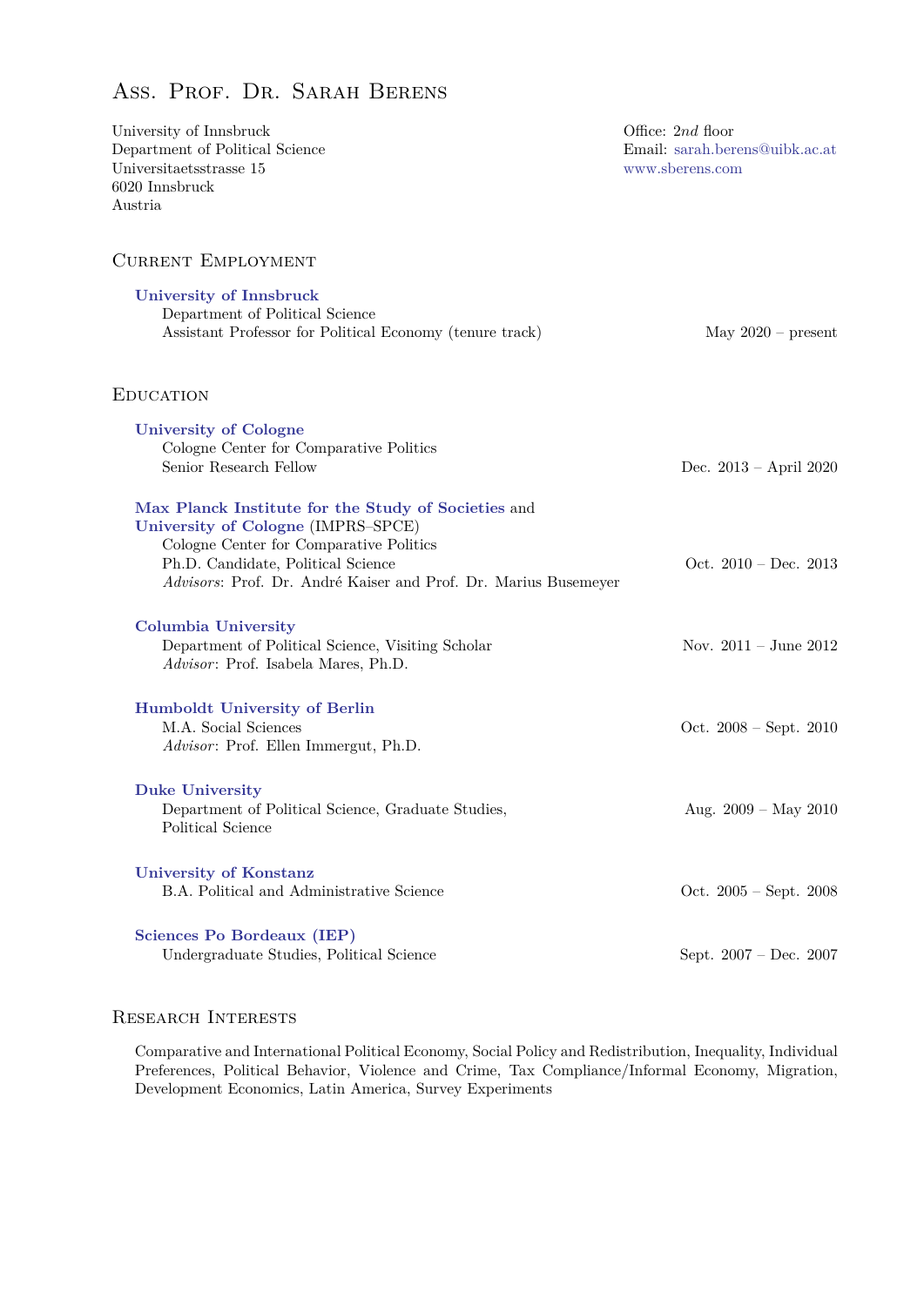# Ass. Prof. Dr. Sarah Berens

University of Innsbruck
Department of Political Science
Universitaetsstrasse 15
6020 Innsbruck
Austria

Office: 2*nd* floor
Email: sarah.berens@uibk.ac.at
www.sberens.com

## Current Employment

**University of Innsbruck**
Department of Political Science
Assistant Professor for Political Economy (tenure track) — May 2020 – present

## Education

**University of Cologne**
Cologne Center for Comparative Politics
Senior Research Fellow — Dec. 2013 – April 2020

**Max Planck Institute for the Study of Societies** and **University of Cologne** (IMPRS–SPCE)
Cologne Center for Comparative Politics
Ph.D. Candidate, Political Science — Oct. 2010 – Dec. 2013
*Advisors*: Prof. Dr. André Kaiser and Prof. Dr. Marius Busemeyer

**Columbia University**
Department of Political Science, Visiting Scholar — Nov. 2011 – June 2012
*Advisor*: Prof. Isabela Mares, Ph.D.

**Humboldt University of Berlin**
M.A. Social Sciences — Oct. 2008 – Sept. 2010
*Advisor*: Prof. Ellen Immergut, Ph.D.

**Duke University**
Department of Political Science, Graduate Studies, Political Science — Aug. 2009 – May 2010

**University of Konstanz**
B.A. Political and Administrative Science — Oct. 2005 – Sept. 2008

**Sciences Po Bordeaux (IEP)**
Undergraduate Studies, Political Science — Sept. 2007 – Dec. 2007

## Research Interests

Comparative and International Political Economy, Social Policy and Redistribution, Inequality, Individual Preferences, Political Behavior, Violence and Crime, Tax Compliance/Informal Economy, Migration, Development Economics, Latin America, Survey Experiments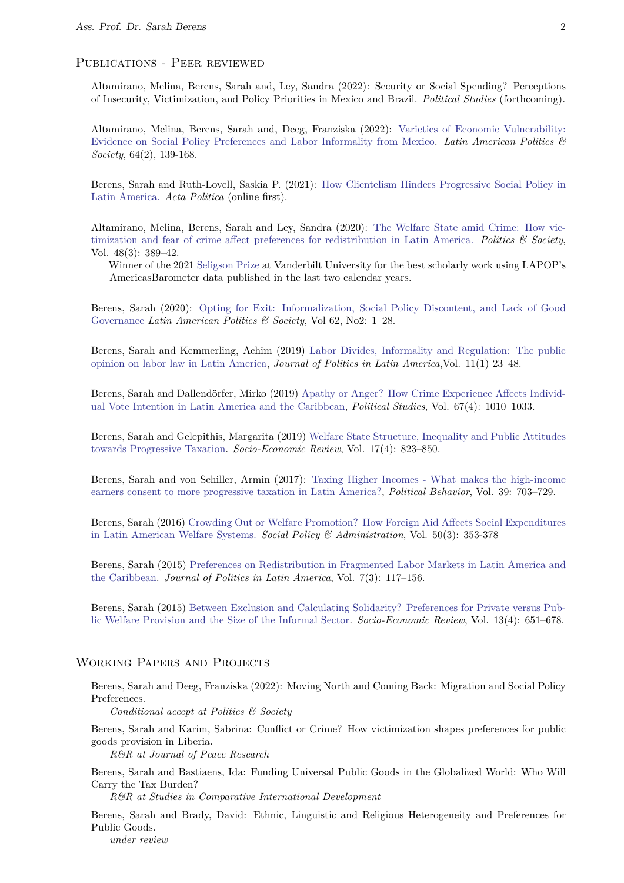## Publications - Peer reviewed

Altamirano, Melina, Berens, Sarah and, Ley, Sandra (2022): Security or Social Spending? Perceptions of Insecurity, Victimization, and Policy Priorities in Mexico and Brazil. *Political Studies* (forthcoming).

Altamirano, Melina, Berens, Sarah and, Deeg, Franziska (2022): Varieties of Economic Vulnerability: Evidence on Social Policy Preferences and Labor Informality from Mexico. *Latin American Politics & Society*, 64(2), 139-168.

Berens, Sarah and Ruth-Lovell, Saskia P. (2021): How Clientelism Hinders Progressive Social Policy in Latin America. *Acta Politica* (online first).

Altamirano, Melina, Berens, Sarah and Ley, Sandra (2020): The Welfare State amid Crime: How victimization and fear of crime affect preferences for redistribution in Latin America. *Politics & Society*, Vol. 48(3): 389–42.
 Winner of the 2021 Seligson Prize at Vanderbilt University for the best scholarly work using LAPOP's AmericasBarometer data published in the last two calendar years.

Berens, Sarah (2020): Opting for Exit: Informalization, Social Policy Discontent, and Lack of Good Governance *Latin American Politics & Society*, Vol 62, No2: 1–28.

Berens, Sarah and Kemmerling, Achim (2019) Labor Divides, Informality and Regulation: The public opinion on labor law in Latin America, *Journal of Politics in Latin America*,Vol. 11(1) 23–48.

Berens, Sarah and Dallendörfer, Mirko (2019) Apathy or Anger? How Crime Experience Affects Individual Vote Intention in Latin America and the Caribbean, *Political Studies*, Vol. 67(4): 1010–1033.

Berens, Sarah and Gelepithis, Margarita (2019) Welfare State Structure, Inequality and Public Attitudes towards Progressive Taxation. *Socio-Economic Review*, Vol. 17(4): 823–850.

Berens, Sarah and von Schiller, Armin (2017): Taxing Higher Incomes - What makes the high-income earners consent to more progressive taxation in Latin America?, *Political Behavior*, Vol. 39: 703–729.

Berens, Sarah (2016) Crowding Out or Welfare Promotion? How Foreign Aid Affects Social Expenditures in Latin American Welfare Systems. *Social Policy & Administration*, Vol. 50(3): 353-378

Berens, Sarah (2015) Preferences on Redistribution in Fragmented Labor Markets in Latin America and the Caribbean. *Journal of Politics in Latin America*, Vol. 7(3): 117–156.

Berens, Sarah (2015) Between Exclusion and Calculating Solidarity? Preferences for Private versus Public Welfare Provision and the Size of the Informal Sector. *Socio-Economic Review*, Vol. 13(4): 651–678.

## Working Papers and Projects

Berens, Sarah and Deeg, Franziska (2022): Moving North and Coming Back: Migration and Social Policy Preferences.
 *Conditional accept at Politics & Society*

Berens, Sarah and Karim, Sabrina: Conflict or Crime? How victimization shapes preferences for public goods provision in Liberia.
 *R&R at Journal of Peace Research*

Berens, Sarah and Bastiaens, Ida: Funding Universal Public Goods in the Globalized World: Who Will Carry the Tax Burden?
 *R&R at Studies in Comparative International Development*

Berens, Sarah and Brady, David: Ethnic, Linguistic and Religious Heterogeneity and Preferences for Public Goods.
 *under review*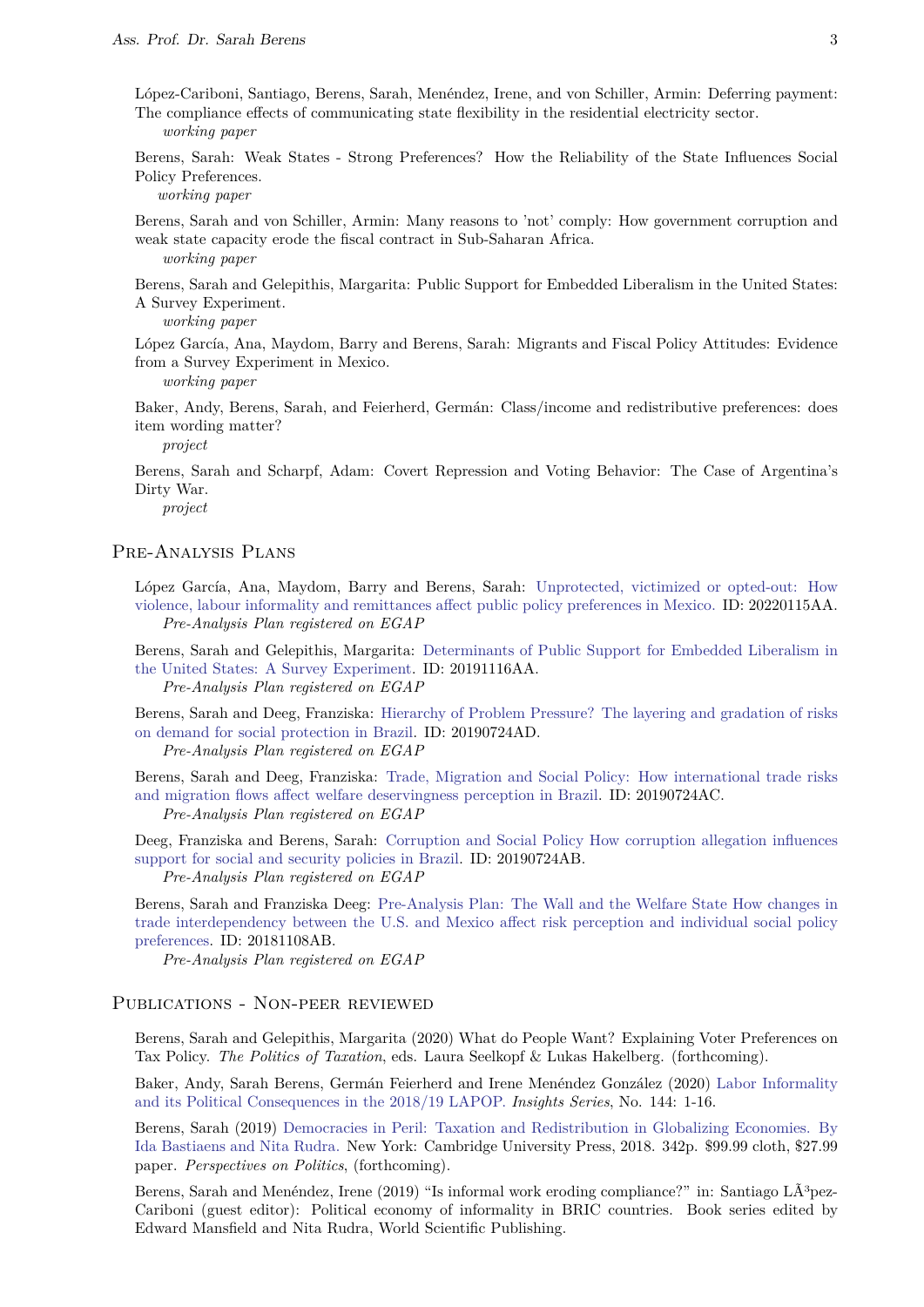López-Cariboni, Santiago, Berens, Sarah, Menéndez, Irene, and von Schiller, Armin: Deferring payment: The compliance effects of communicating state flexibility in the residential electricity sector.
*working paper*

Berens, Sarah: Weak States - Strong Preferences? How the Reliability of the State Influences Social Policy Preferences.
*working paper*

Berens, Sarah and von Schiller, Armin: Many reasons to 'not' comply: How government corruption and weak state capacity erode the fiscal contract in Sub-Saharan Africa.
*working paper*

Berens, Sarah and Gelepithis, Margarita: Public Support for Embedded Liberalism in the United States: A Survey Experiment.
*working paper*

López García, Ana, Maydom, Barry and Berens, Sarah: Migrants and Fiscal Policy Attitudes: Evidence from a Survey Experiment in Mexico.
*working paper*

Baker, Andy, Berens, Sarah, and Feierherd, Germán: Class/income and redistributive preferences: does item wording matter?
*project*

Berens, Sarah and Scharpf, Adam: Covert Repression and Voting Behavior: The Case of Argentina's Dirty War.
*project*

## Pre-Analysis Plans

López García, Ana, Maydom, Barry and Berens, Sarah: Unprotected, victimized or opted-out: How violence, labour informality and remittances affect public policy preferences in Mexico. ID: 20220115AA.
*Pre-Analysis Plan registered on EGAP*

Berens, Sarah and Gelepithis, Margarita: Determinants of Public Support for Embedded Liberalism in the United States: A Survey Experiment. ID: 20191116AA.
*Pre-Analysis Plan registered on EGAP*

Berens, Sarah and Deeg, Franziska: Hierarchy of Problem Pressure? The layering and gradation of risks on demand for social protection in Brazil. ID: 20190724AD.
*Pre-Analysis Plan registered on EGAP*

Berens, Sarah and Deeg, Franziska: Trade, Migration and Social Policy: How international trade risks and migration flows affect welfare deservingness perception in Brazil. ID: 20190724AC.
*Pre-Analysis Plan registered on EGAP*

Deeg, Franziska and Berens, Sarah: Corruption and Social Policy How corruption allegation influences support for social and security policies in Brazil. ID: 20190724AB.
*Pre-Analysis Plan registered on EGAP*

Berens, Sarah and Franziska Deeg: Pre-Analysis Plan: The Wall and the Welfare State How changes in trade interdependency between the U.S. and Mexico affect risk perception and individual social policy preferences. ID: 20181108AB.
*Pre-Analysis Plan registered on EGAP*

## Publications - Non-peer reviewed

Berens, Sarah and Gelepithis, Margarita (2020) What do People Want? Explaining Voter Preferences on Tax Policy. *The Politics of Taxation*, eds. Laura Seelkopf & Lukas Hakelberg. (forthcoming).

Baker, Andy, Sarah Berens, Germán Feierherd and Irene Menéndez González (2020) Labor Informality and its Political Consequences in the 2018/19 LAPOP. *Insights Series*, No. 144: 1-16.

Berens, Sarah (2019) Democracies in Peril: Taxation and Redistribution in Globalizing Economies. By Ida Bastiaens and Nita Rudra. New York: Cambridge University Press, 2018. 342p. $99.99 cloth, $27.99 paper. *Perspectives on Politics*, (forthcoming).

Berens, Sarah and Menéndez, Irene (2019) "Is informal work eroding compliance?" in: Santiago LÃ³pez-Cariboni (guest editor): Political economy of informality in BRIC countries. Book series edited by Edward Mansfield and Nita Rudra, World Scientific Publishing.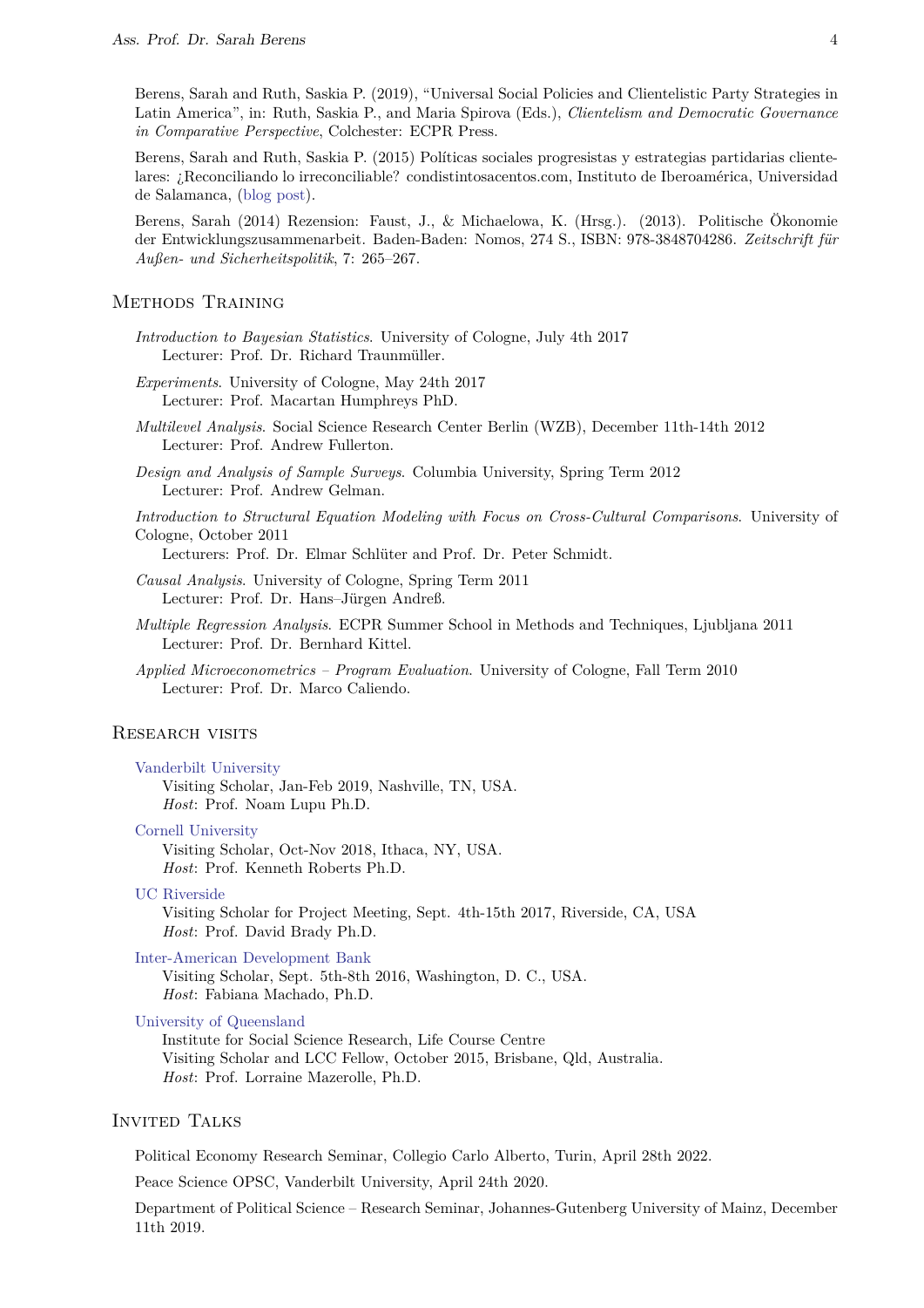Berens, Sarah and Ruth, Saskia P. (2019), "Universal Social Policies and Clientelistic Party Strategies in Latin America", in: Ruth, Saskia P., and Maria Spirova (Eds.), *Clientelism and Democratic Governance in Comparative Perspective*, Colchester: ECPR Press.

Berens, Sarah and Ruth, Saskia P. (2015) Políticas sociales progresistas y estrategias partidarias clientelares: ¿Reconciliando lo irreconciliable? condistintosacentos.com, Instituto de Iberoamérica, Universidad de Salamanca, (blog post).

Berens, Sarah (2014) Rezension: Faust, J., & Michaelowa, K. (Hrsg.). (2013). Politische Ökonomie der Entwicklungszusammenarbeit. Baden-Baden: Nomos, 274 S., ISBN: 978-3848704286. *Zeitschrift für Außen- und Sicherheitspolitik*, 7: 265–267.

## Methods Training

*Introduction to Bayesian Statistics*. University of Cologne, July 4th 2017
Lecturer: Prof. Dr. Richard Traunmüller.

*Experiments*. University of Cologne, May 24th 2017
Lecturer: Prof. Macartan Humphreys PhD.

*Multilevel Analysis*. Social Science Research Center Berlin (WZB), December 11th-14th 2012
Lecturer: Prof. Andrew Fullerton.

*Design and Analysis of Sample Surveys*. Columbia University, Spring Term 2012
Lecturer: Prof. Andrew Gelman.

*Introduction to Structural Equation Modeling with Focus on Cross-Cultural Comparisons*. University of Cologne, October 2011
Lecturers: Prof. Dr. Elmar Schlüter and Prof. Dr. Peter Schmidt.

*Causal Analysis*. University of Cologne, Spring Term 2011
Lecturer: Prof. Dr. Hans–Jürgen Andreß.

*Multiple Regression Analysis*. ECPR Summer School in Methods and Techniques, Ljubljana 2011
Lecturer: Prof. Dr. Bernhard Kittel.

*Applied Microeconometrics – Program Evaluation*. University of Cologne, Fall Term 2010
Lecturer: Prof. Dr. Marco Caliendo.

## Research visits

Vanderbilt University
Visiting Scholar, Jan-Feb 2019, Nashville, TN, USA.
*Host*: Prof. Noam Lupu Ph.D.

Cornell University
Visiting Scholar, Oct-Nov 2018, Ithaca, NY, USA.
*Host*: Prof. Kenneth Roberts Ph.D.

UC Riverside
Visiting Scholar for Project Meeting, Sept. 4th-15th 2017, Riverside, CA, USA
*Host*: Prof. David Brady Ph.D.

Inter-American Development Bank
Visiting Scholar, Sept. 5th-8th 2016, Washington, D. C., USA.
*Host*: Fabiana Machado, Ph.D.

University of Queensland
Institute for Social Science Research, Life Course Centre
Visiting Scholar and LCC Fellow, October 2015, Brisbane, Qld, Australia.
*Host*: Prof. Lorraine Mazerolle, Ph.D.

## Invited Talks

Political Economy Research Seminar, Collegio Carlo Alberto, Turin, April 28th 2022.

Peace Science OPSC, Vanderbilt University, April 24th 2020.

Department of Political Science – Research Seminar, Johannes-Gutenberg University of Mainz, December 11th 2019.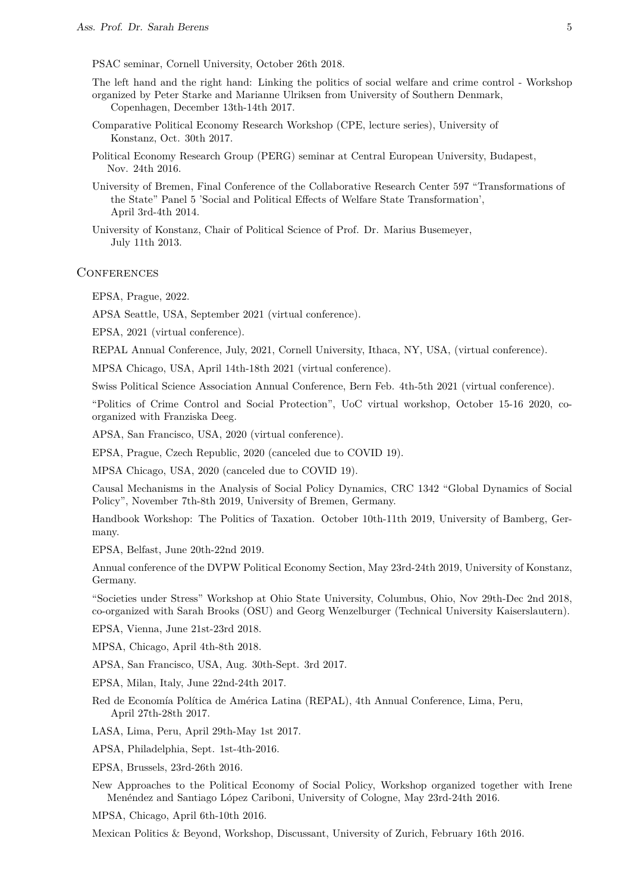PSAC seminar, Cornell University, October 26th 2018.

The left hand and the right hand: Linking the politics of social welfare and crime control - Workshop organized by Peter Starke and Marianne Ulriksen from University of Southern Denmark, Copenhagen, December 13th-14th 2017.

Comparative Political Economy Research Workshop (CPE, lecture series), University of Konstanz, Oct. 30th 2017.

Political Economy Research Group (PERG) seminar at Central European University, Budapest, Nov. 24th 2016.

University of Bremen, Final Conference of the Collaborative Research Center 597 "Transformations of the State" Panel 5 'Social and Political Effects of Welfare State Transformation', April 3rd-4th 2014.

University of Konstanz, Chair of Political Science of Prof. Dr. Marius Busemeyer, July 11th 2013.

## Conferences

EPSA, Prague, 2022.

APSA Seattle, USA, September 2021 (virtual conference).

EPSA, 2021 (virtual conference).

REPAL Annual Conference, July, 2021, Cornell University, Ithaca, NY, USA, (virtual conference).

MPSA Chicago, USA, April 14th-18th 2021 (virtual conference).

Swiss Political Science Association Annual Conference, Bern Feb. 4th-5th 2021 (virtual conference).

"Politics of Crime Control and Social Protection", UoC virtual workshop, October 15-16 2020, co-organized with Franziska Deeg.

APSA, San Francisco, USA, 2020 (virtual conference).

EPSA, Prague, Czech Republic, 2020 (canceled due to COVID 19).

MPSA Chicago, USA, 2020 (canceled due to COVID 19).

Causal Mechanisms in the Analysis of Social Policy Dynamics, CRC 1342 "Global Dynamics of Social Policy", November 7th-8th 2019, University of Bremen, Germany.

Handbook Workshop: The Politics of Taxation. October 10th-11th 2019, University of Bamberg, Germany.

EPSA, Belfast, June 20th-22nd 2019.

Annual conference of the DVPW Political Economy Section, May 23rd-24th 2019, University of Konstanz, Germany.

"Societies under Stress" Workshop at Ohio State University, Columbus, Ohio, Nov 29th-Dec 2nd 2018, co-organized with Sarah Brooks (OSU) and Georg Wenzelburger (Technical University Kaiserslautern).

EPSA, Vienna, June 21st-23rd 2018.

MPSA, Chicago, April 4th-8th 2018.

APSA, San Francisco, USA, Aug. 30th-Sept. 3rd 2017.

EPSA, Milan, Italy, June 22nd-24th 2017.

Red de Economía Política de América Latina (REPAL), 4th Annual Conference, Lima, Peru, April 27th-28th 2017.

LASA, Lima, Peru, April 29th-May 1st 2017.

APSA, Philadelphia, Sept. 1st-4th-2016.

EPSA, Brussels, 23rd-26th 2016.

New Approaches to the Political Economy of Social Policy, Workshop organized together with Irene Menéndez and Santiago López Cariboni, University of Cologne, May 23rd-24th 2016.

MPSA, Chicago, April 6th-10th 2016.

Mexican Politics & Beyond, Workshop, Discussant, University of Zurich, February 16th 2016.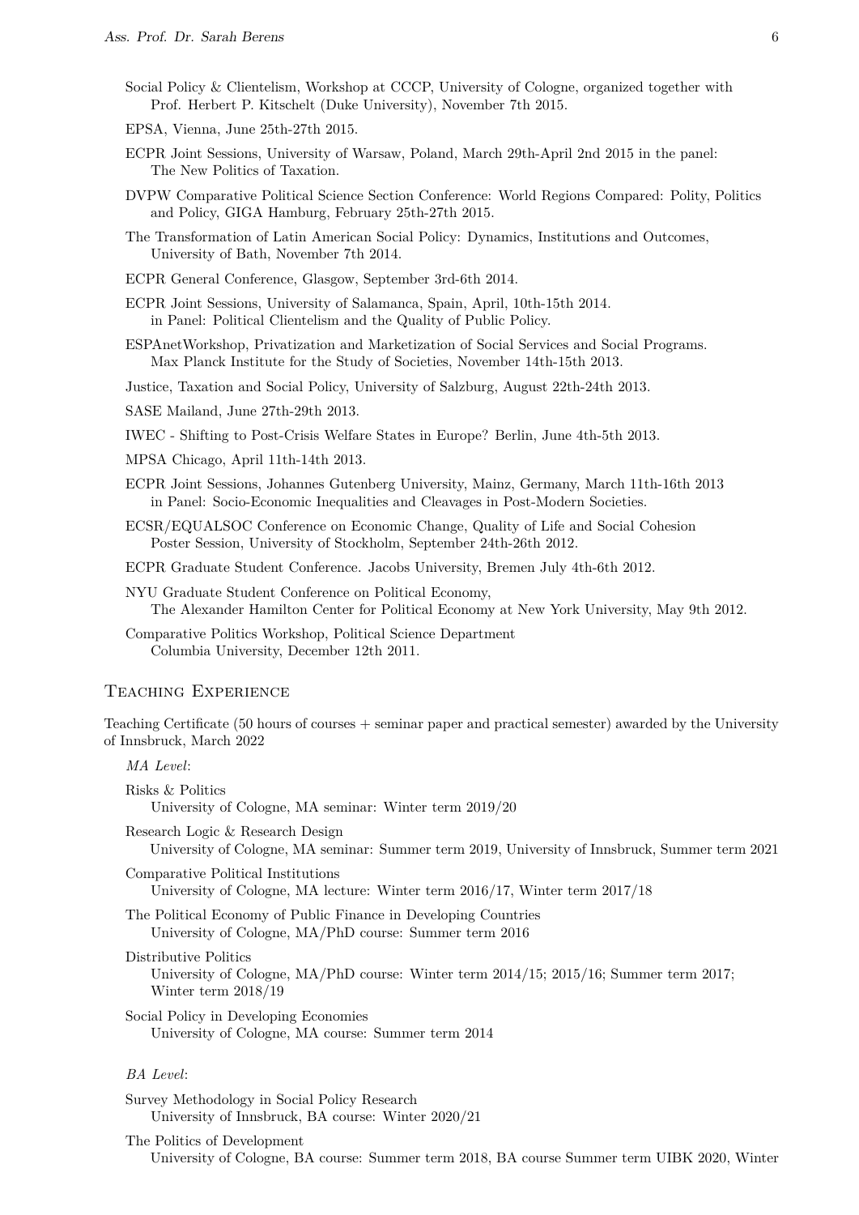Social Policy & Clientelism, Workshop at CCCP, University of Cologne, organized together with Prof. Herbert P. Kitschelt (Duke University), November 7th 2015.

EPSA, Vienna, June 25th-27th 2015.

ECPR Joint Sessions, University of Warsaw, Poland, March 29th-April 2nd 2015 in the panel: The New Politics of Taxation.

DVPW Comparative Political Science Section Conference: World Regions Compared: Polity, Politics and Policy, GIGA Hamburg, February 25th-27th 2015.

The Transformation of Latin American Social Policy: Dynamics, Institutions and Outcomes, University of Bath, November 7th 2014.

ECPR General Conference, Glasgow, September 3rd-6th 2014.

ECPR Joint Sessions, University of Salamanca, Spain, April, 10th-15th 2014. in Panel: Political Clientelism and the Quality of Public Policy.

ESPAnetWorkshop, Privatization and Marketization of Social Services and Social Programs. Max Planck Institute for the Study of Societies, November 14th-15th 2013.

Justice, Taxation and Social Policy, University of Salzburg, August 22th-24th 2013.

SASE Mailand, June 27th-29th 2013.

IWEC - Shifting to Post-Crisis Welfare States in Europe? Berlin, June 4th-5th 2013.

MPSA Chicago, April 11th-14th 2013.

ECPR Joint Sessions, Johannes Gutenberg University, Mainz, Germany, March 11th-16th 2013 in Panel: Socio-Economic Inequalities and Cleavages in Post-Modern Societies.

ECSR/EQUALSOC Conference on Economic Change, Quality of Life and Social Cohesion Poster Session, University of Stockholm, September 24th-26th 2012.

ECPR Graduate Student Conference. Jacobs University, Bremen July 4th-6th 2012.

NYU Graduate Student Conference on Political Economy, The Alexander Hamilton Center for Political Economy at New York University, May 9th 2012.

Comparative Politics Workshop, Political Science Department Columbia University, December 12th 2011.

## Teaching Experience

Teaching Certificate (50 hours of courses + seminar paper and practical semester) awarded by the University of Innsbruck, March 2022

*MA Level*:

Risks & Politics
University of Cologne, MA seminar: Winter term 2019/20

Research Logic & Research Design
University of Cologne, MA seminar: Summer term 2019, University of Innsbruck, Summer term 2021

Comparative Political Institutions
University of Cologne, MA lecture: Winter term 2016/17, Winter term 2017/18

The Political Economy of Public Finance in Developing Countries
University of Cologne, MA/PhD course: Summer term 2016

Distributive Politics
University of Cologne, MA/PhD course: Winter term 2014/15; 2015/16; Summer term 2017; Winter term 2018/19

Social Policy in Developing Economies
University of Cologne, MA course: Summer term 2014

*BA Level*:

Survey Methodology in Social Policy Research
University of Innsbruck, BA course: Winter 2020/21

The Politics of Development
University of Cologne, BA course: Summer term 2018, BA course Summer term UIBK 2020, Winter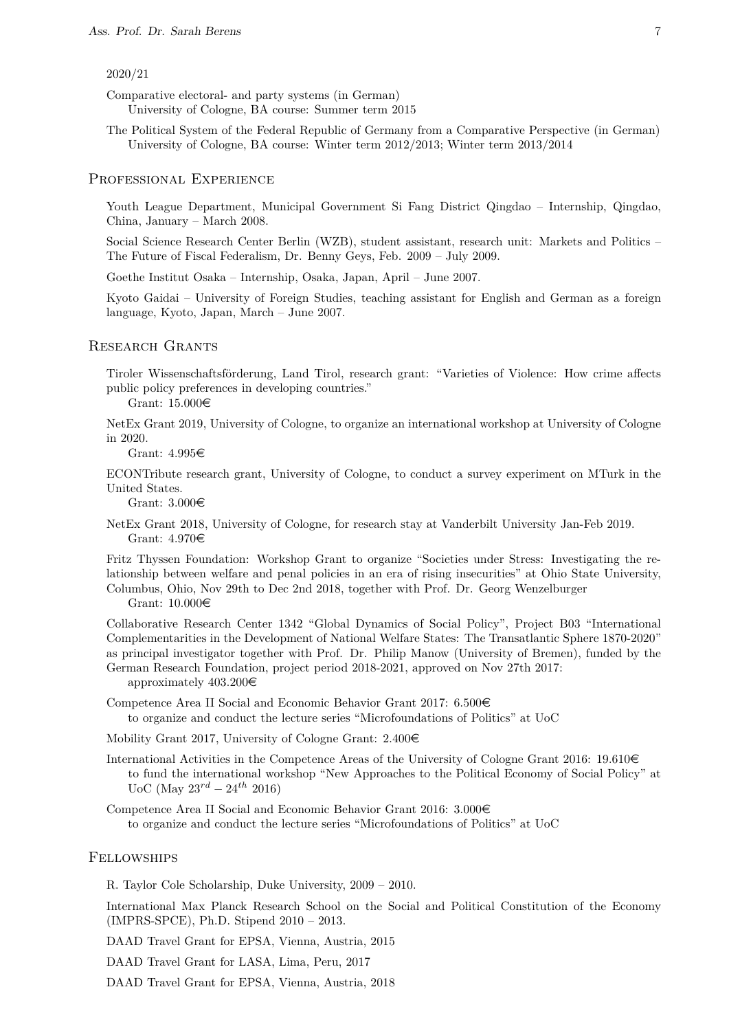2020/21

Comparative electoral- and party systems (in German)
University of Cologne, BA course: Summer term 2015

The Political System of the Federal Republic of Germany from a Comparative Perspective (in German)
University of Cologne, BA course: Winter term 2012/2013; Winter term 2013/2014

## Professional Experience

Youth League Department, Municipal Government Si Fang District Qingdao – Internship, Qingdao, China, January – March 2008.

Social Science Research Center Berlin (WZB), student assistant, research unit: Markets and Politics – The Future of Fiscal Federalism, Dr. Benny Geys, Feb. 2009 – July 2009.

Goethe Institut Osaka – Internship, Osaka, Japan, April – June 2007.

Kyoto Gaidai – University of Foreign Studies, teaching assistant for English and German as a foreign language, Kyoto, Japan, March – June 2007.

## Research Grants

Tiroler Wissenschaftsförderung, Land Tirol, research grant: "Varieties of Violence: How crime affects public policy preferences in developing countries."
Grant: 15.000€

NetEx Grant 2019, University of Cologne, to organize an international workshop at University of Cologne in 2020.
Grant: 4.995€

ECONTribute research grant, University of Cologne, to conduct a survey experiment on MTurk in the United States.
Grant: 3.000€

NetEx Grant 2018, University of Cologne, for research stay at Vanderbilt University Jan-Feb 2019.
Grant: 4.970€

Fritz Thyssen Foundation: Workshop Grant to organize "Societies under Stress: Investigating the relationship between welfare and penal policies in an era of rising insecurities" at Ohio State University, Columbus, Ohio, Nov 29th to Dec 2nd 2018, together with Prof. Dr. Georg Wenzelburger
Grant: 10.000€

Collaborative Research Center 1342 "Global Dynamics of Social Policy", Project B03 "International Complementarities in the Development of National Welfare States: The Transatlantic Sphere 1870-2020" as principal investigator together with Prof. Dr. Philip Manow (University of Bremen), funded by the German Research Foundation, project period 2018-2021, approved on Nov 27th 2017:
approximately 403.200€

Competence Area II Social and Economic Behavior Grant 2017: 6.500€
to organize and conduct the lecture series "Microfoundations of Politics" at UoC

Mobility Grant 2017, University of Cologne Grant: 2.400€

International Activities in the Competence Areas of the University of Cologne Grant 2016: 19.610€
to fund the international workshop "New Approaches to the Political Economy of Social Policy" at UoC (May $23^{rd} - 24^{th}$ 2016)

Competence Area II Social and Economic Behavior Grant 2016: 3.000€
to organize and conduct the lecture series "Microfoundations of Politics" at UoC

## Fellowships

R. Taylor Cole Scholarship, Duke University, 2009 – 2010.

International Max Planck Research School on the Social and Political Constitution of the Economy (IMPRS-SPCE), Ph.D. Stipend 2010 – 2013.

DAAD Travel Grant for EPSA, Vienna, Austria, 2015

DAAD Travel Grant for LASA, Lima, Peru, 2017

DAAD Travel Grant for EPSA, Vienna, Austria, 2018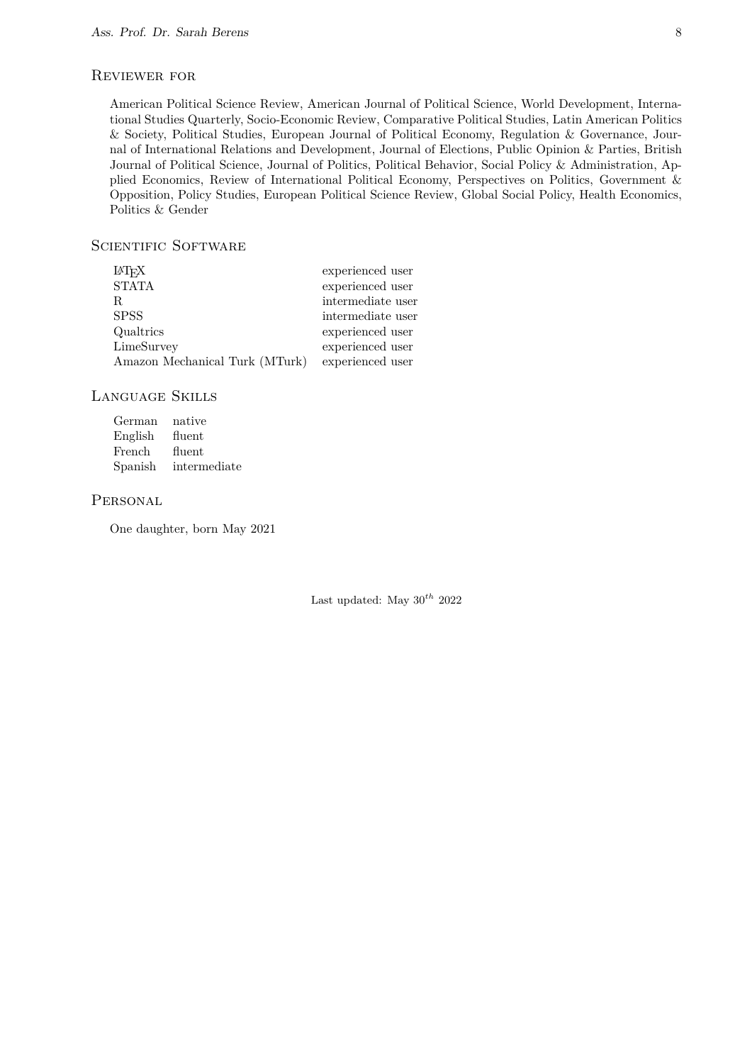## Reviewer for

American Political Science Review, American Journal of Political Science, World Development, International Studies Quarterly, Socio-Economic Review, Comparative Political Studies, Latin American Politics & Society, Political Studies, European Journal of Political Economy, Regulation & Governance, Journal of International Relations and Development, Journal of Elections, Public Opinion & Parties, British Journal of Political Science, Journal of Politics, Political Behavior, Social Policy & Administration, Applied Economics, Review of International Political Economy, Perspectives on Politics, Government & Opposition, Policy Studies, European Political Science Review, Global Social Policy, Health Economics, Politics & Gender

## Scientific Software

| | |
|---|---|
| LaTeX | experienced user |
| STATA | experienced user |
| R | intermediate user |
| SPSS | intermediate user |
| Qualtrics | experienced user |
| LimeSurvey | experienced user |
| Amazon Mechanical Turk (MTurk) | experienced user |

## Language Skills

| | |
|---|---|
| German | native |
| English | fluent |
| French | fluent |
| Spanish | intermediate |

## Personal

One daughter, born May 2021

Last updated: May $30^{th}$ 2022